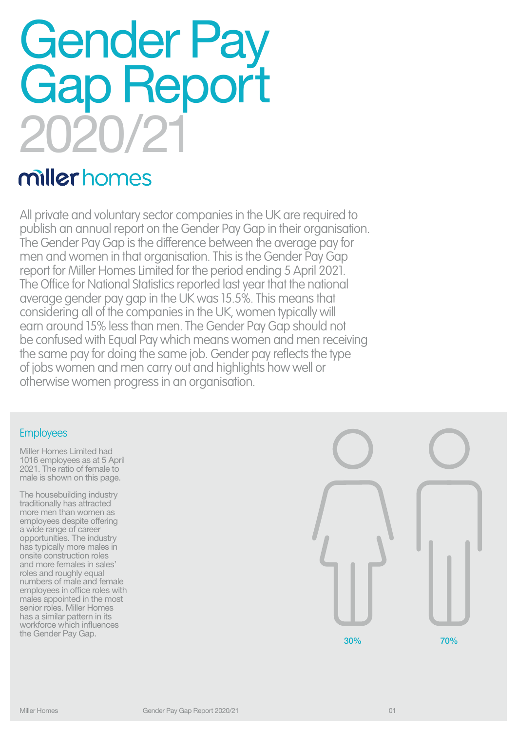# Gender Pay Gap Report 2020/21

miller homes

All private and voluntary sector companies in the UK are required to publish an annual report on the Gender Pay Gap in their organisation. The Gender Pay Gap is the difference between the average pay for men and women in that organisation. This is the Gender Pay Gap report for Miller Homes Limited for the period ending 5 April 2021. The Office for National Statistics reported last year that the national average gender pay gap in the UK was 15.5%. This means that considering all of the companies in the UK, women typically will earn around 15% less than men. The Gender Pay Gap should not be confused with Equal Pay which means women and men receiving the same pay for doing the same job. Gender pay reflects the type of jobs women and men carry out and highlights how well or otherwise women progress in an organisation.

## Employees

Miller Homes Limited had 1016 employees as at 5 April 2021. The ratio of female to male is shown on this page.

The housebuilding industry traditionally has attracted more men than women as employees despite offering a wide range of career opportunities. The industry has typically more males in onsite construction roles and more females in sales' roles and roughly equal numbers of male and female employees in office roles with males appointed in the most senior roles. Miller Homes has a similar pattern in its workforce which influences the Gender Pay Gap.

30% 70%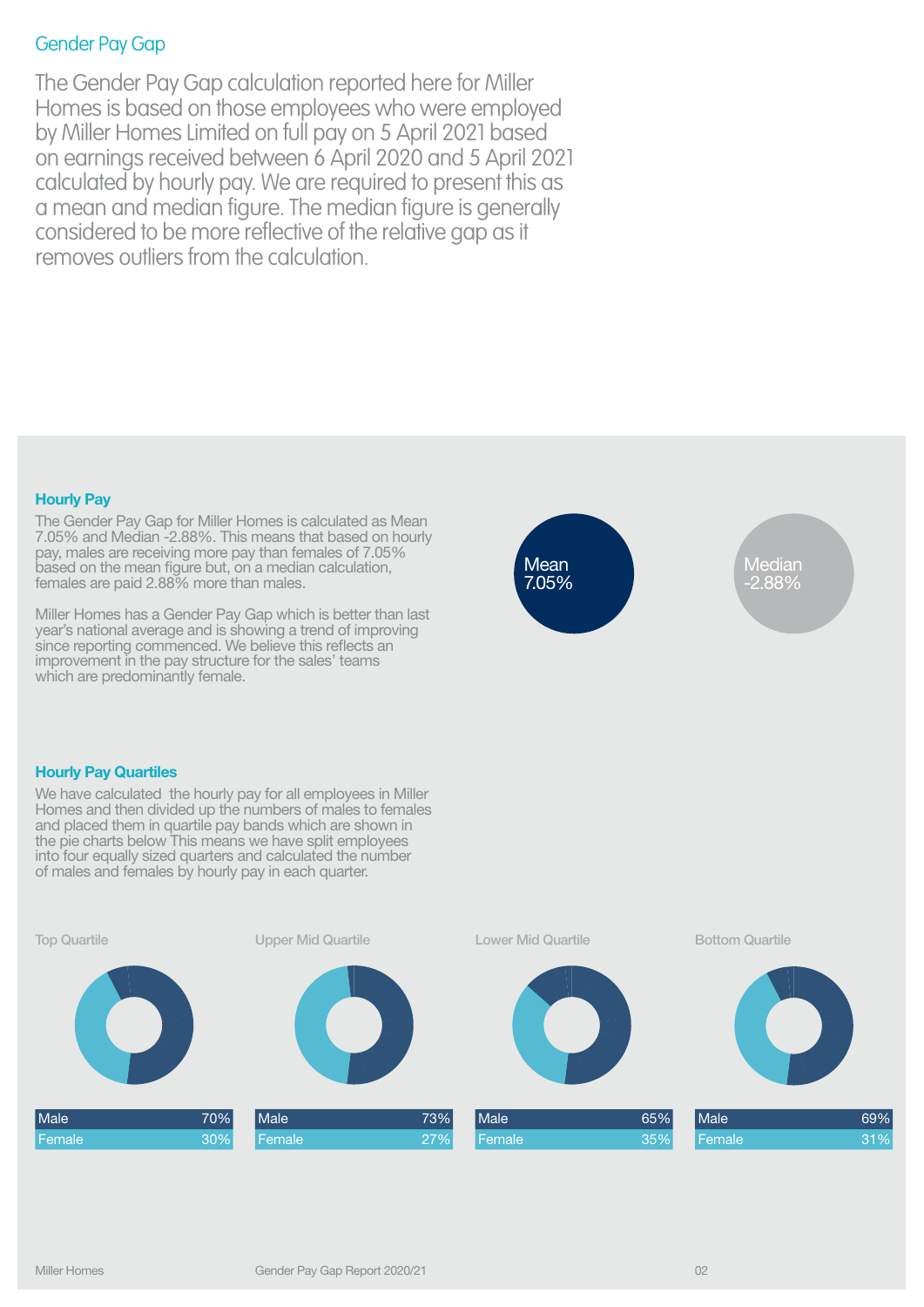## Gender Pay Gap

The Gender Pay Gap calculation reported here for Miller Homes is based on those employees who were employed by Miller Homes Limited on full pay on 5 April 2021 based on earnings received between 6 April 2020 and 5 April 2021 calculated by hourly pay. We are required to present this as a mean and median figure. The median figure is generally considered to be more reflective of the relative gap as it removes outliers from the calculation.

### Hourly Pay

The Gender Pay Gap for Miller Homes is calculated as Mean 7.05% and Median -2.88%. This means that based on hourly pay, males are receiving more pay than females of 7.05% based on the mean figure but, on a median calculation, females are paid 2.88% more than males.

Miller Homes has a Gender Pay Gap which is better than last year's national average and is showing a trend of improving since reporting commenced. We believe this reflects an improvement in the pay structure for the sales' teams which are predominantly female.

Mean 7.05%

Median -2.88%

### Hourly Pay Quartiles

We have calculated the hourly pay for all employees in Miller Homes and then divided up the numbers of males to females and placed them in quartile pay bands which are shown in the pie charts below This means we have split employees into four equally sized quarters and calculated the number of males and females by hourly pay in each quarter.

| | Top Quartile | Upper Mid Quartile | Lower Mid Quartile | Bottom Quartile |
|---|---|---|---|---|
| Male | 70% | 73% | 65% | 69% |
| Female | 30% | 27% | 35% | 31% |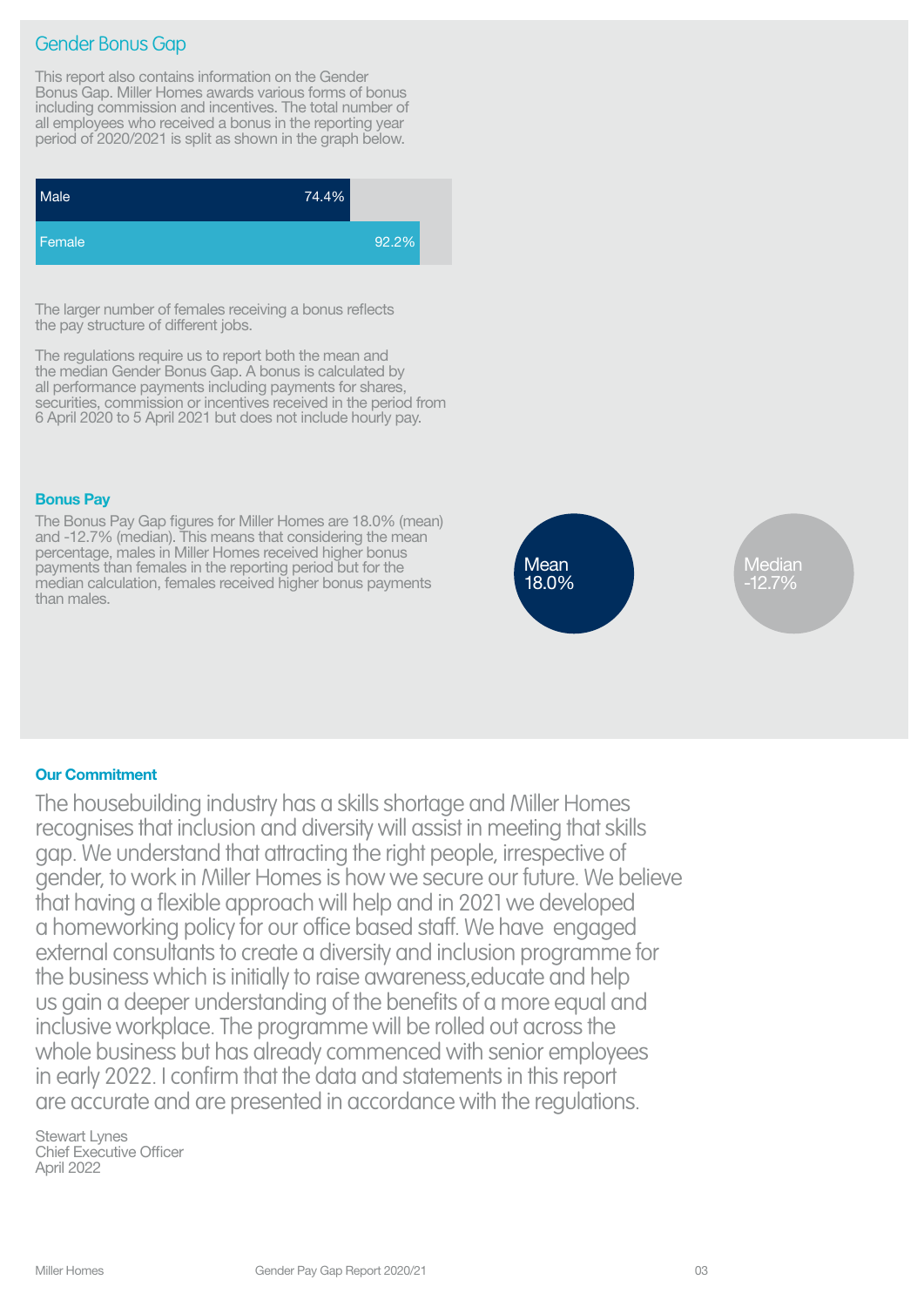## Gender Bonus Gap

This report also contains information on the Gender Bonus Gap. Miller Homes awards various forms of bonus including commission and incentives. The total number of all employees who received a bonus in the reporting year period of 2020/2021 is split as shown in the graph below.

Male 74.4%

Female 92.2%

The larger number of females receiving a bonus reflects the pay structure of different jobs.

The regulations require us to report both the mean and the median Gender Bonus Gap. A bonus is calculated by all performance payments including payments for shares, securities, commission or incentives received in the period from 6 April 2020 to 5 April 2021 but does not include hourly pay.

### Bonus Pay

The Bonus Pay Gap figures for Miller Homes are 18.0% (mean) and -12.7% (median). This means that considering the mean percentage, males in Miller Homes received higher bonus payments than females in the reporting period but for the median calculation, females received higher bonus payments than males.

Mean 18.0%

Median -12.7%

### Our Commitment

The housebuilding industry has a skills shortage and Miller Homes recognises that inclusion and diversity will assist in meeting that skills gap. We understand that attracting the right people, irrespective of gender, to work in Miller Homes is how we secure our future. We believe that having a flexible approach will help and in 2021 we developed a homeworking policy for our office based staff. We have engaged external consultants to create a diversity and inclusion programme for the business which is initially to raise awareness,educate and help us gain a deeper understanding of the benefits of a more equal and inclusive workplace. The programme will be rolled out across the whole business but has already commenced with senior employees in early 2022. I confirm that the data and statements in this report are accurate and are presented in accordance with the regulations.

Stewart Lynes
Chief Executive Officer
April 2022